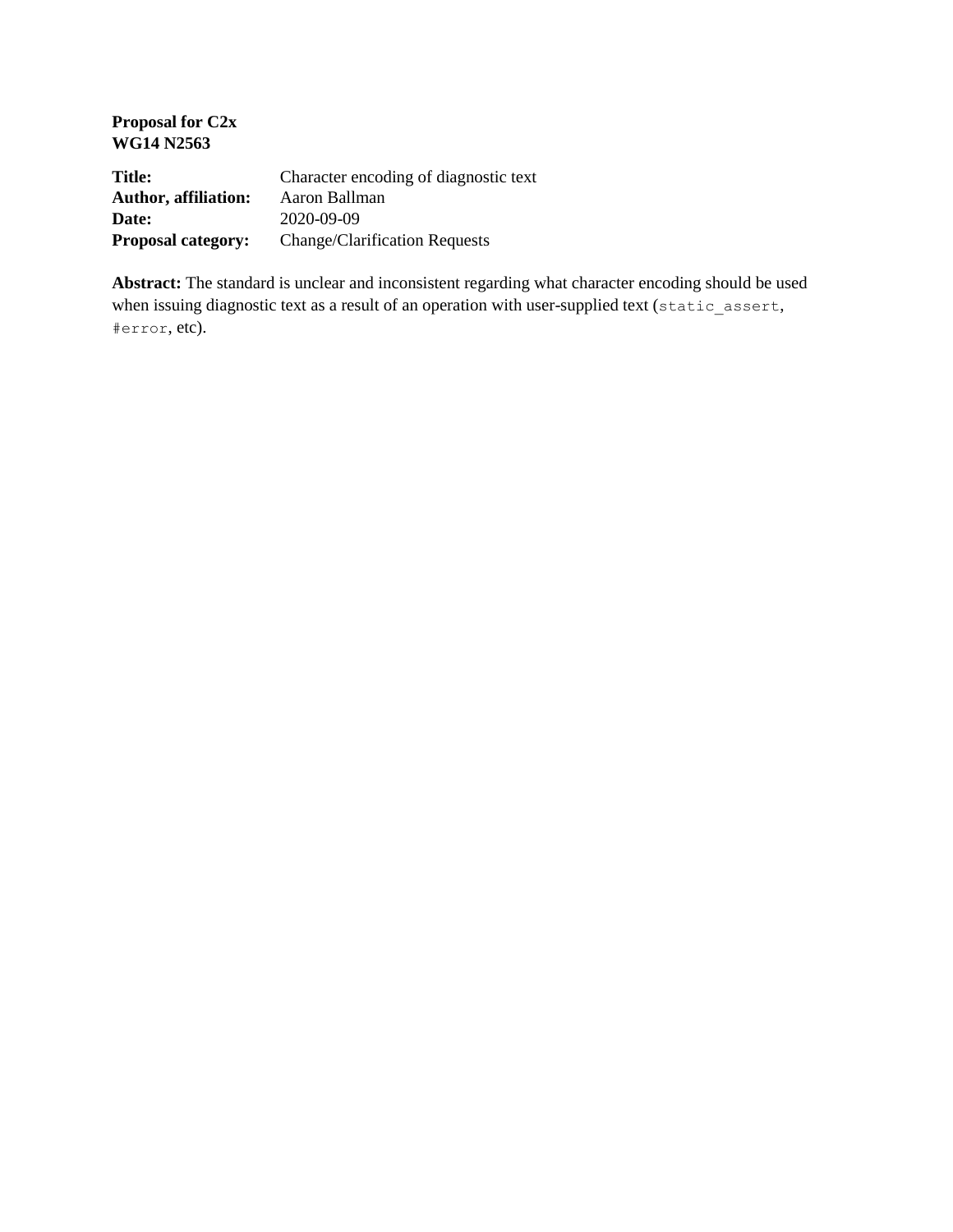**Proposal for C2x**
**WG14 N2563**

| | |
|---|---|
| **Title:** | Character encoding of diagnostic text |
| **Author, affiliation:** | Aaron Ballman |
| **Date:** | 2020-09-09 |
| **Proposal category:** | Change/Clarification Requests |

**Abstract:** The standard is unclear and inconsistent regarding what character encoding should be used when issuing diagnostic text as a result of an operation with user-supplied text (`static_assert`, `#error`, etc).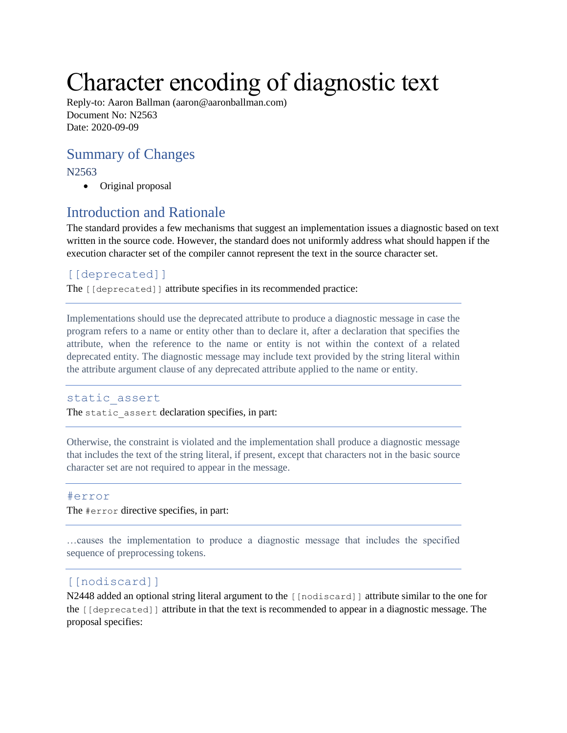# Character encoding of diagnostic text

Reply-to: Aaron Ballman (aaron@aaronballman.com)
Document No: N2563
Date: 2020-09-09

## Summary of Changes

N2563

- Original proposal

## Introduction and Rationale

The standard provides a few mechanisms that suggest an implementation issues a diagnostic based on text written in the source code. However, the standard does not uniformly address what should happen if the execution character set of the compiler cannot represent the text in the source character set.

### `[[deprecated]]`

The `[[deprecated]]` attribute specifies in its recommended practice:

> Implementations should use the deprecated attribute to produce a diagnostic message in case the program refers to a name or entity other than to declare it, after a declaration that specifies the attribute, when the reference to the name or entity is not within the context of a related deprecated entity. The diagnostic message may include text provided by the string literal within the attribute argument clause of any deprecated attribute applied to the name or entity.

### `static_assert`

The `static_assert` declaration specifies, in part:

> Otherwise, the constraint is violated and the implementation shall produce a diagnostic message that includes the text of the string literal, if present, except that characters not in the basic source character set are not required to appear in the message.

### `#error`

The `#error` directive specifies, in part:

> …causes the implementation to produce a diagnostic message that includes the specified sequence of preprocessing tokens.

### `[[nodiscard]]`

N2448 added an optional string literal argument to the `[[nodiscard]]` attribute similar to the one for the `[[deprecated]]` attribute in that the text is recommended to appear in a diagnostic message. The proposal specifies: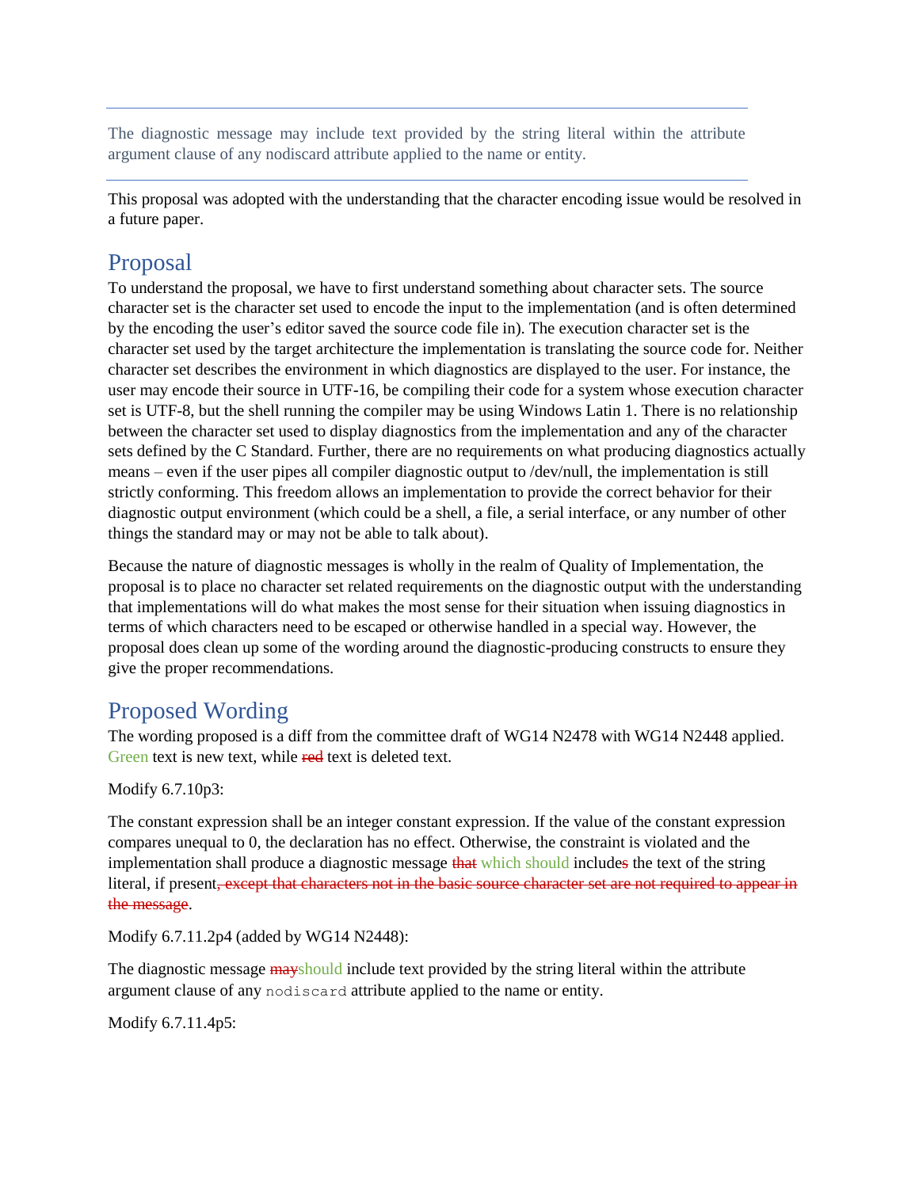---

The diagnostic message may include text provided by the string literal within the attribute argument clause of any nodiscard attribute applied to the name or entity.

---

This proposal was adopted with the understanding that the character encoding issue would be resolved in a future paper.

## Proposal

To understand the proposal, we have to first understand something about character sets. The source character set is the character set used to encode the input to the implementation (and is often determined by the encoding the user's editor saved the source code file in). The execution character set is the character set used by the target architecture the implementation is translating the source code for. Neither character set describes the environment in which diagnostics are displayed to the user. For instance, the user may encode their source in UTF-16, be compiling their code for a system whose execution character set is UTF-8, but the shell running the compiler may be using Windows Latin 1. There is no relationship between the character set used to display diagnostics from the implementation and any of the character sets defined by the C Standard. Further, there are no requirements on what producing diagnostics actually means – even if the user pipes all compiler diagnostic output to /dev/null, the implementation is still strictly conforming. This freedom allows an implementation to provide the correct behavior for their diagnostic output environment (which could be a shell, a file, a serial interface, or any number of other things the standard may or may not be able to talk about).

Because the nature of diagnostic messages is wholly in the realm of Quality of Implementation, the proposal is to place no character set related requirements on the diagnostic output with the understanding that implementations will do what makes the most sense for their situation when issuing diagnostics in terms of which characters need to be escaped or otherwise handled in a special way. However, the proposal does clean up some of the wording around the diagnostic-producing constructs to ensure they give the proper recommendations.

## Proposed Wording

The wording proposed is a diff from the committee draft of WG14 N2478 with WG14 N2448 applied. Green text is new text, while ~~red~~ text is deleted text.

Modify 6.7.10p3:

The constant expression shall be an integer constant expression. If the value of the constant expression compares unequal to 0, the declaration has no effect. Otherwise, the constraint is violated and the implementation shall produce a diagnostic message ~~that~~ which should include~~s~~ the text of the string literal, if present~~, except that characters not in the basic source character set are not required to appear in the message~~.

Modify 6.7.11.2p4 (added by WG14 N2448):

The diagnostic message ~~may~~should include text provided by the string literal within the attribute argument clause of any `nodiscard` attribute applied to the name or entity.

Modify 6.7.11.4p5: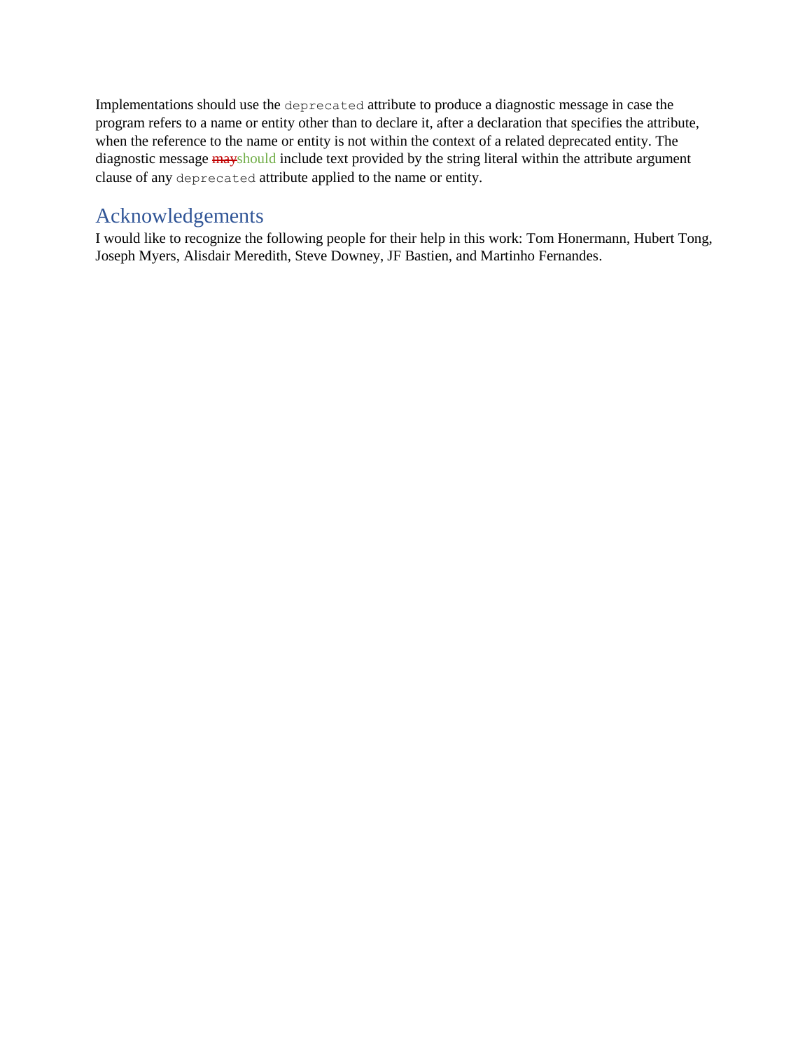Implementations should use the `deprecated` attribute to produce a diagnostic message in case the program refers to a name or entity other than to declare it, after a declaration that specifies the attribute, when the reference to the name or entity is not within the context of a related deprecated entity. The diagnostic message ~~may~~should include text provided by the string literal within the attribute argument clause of any `deprecated` attribute applied to the name or entity.

## Acknowledgements

I would like to recognize the following people for their help in this work: Tom Honermann, Hubert Tong, Joseph Myers, Alisdair Meredith, Steve Downey, JF Bastien, and Martinho Fernandes.